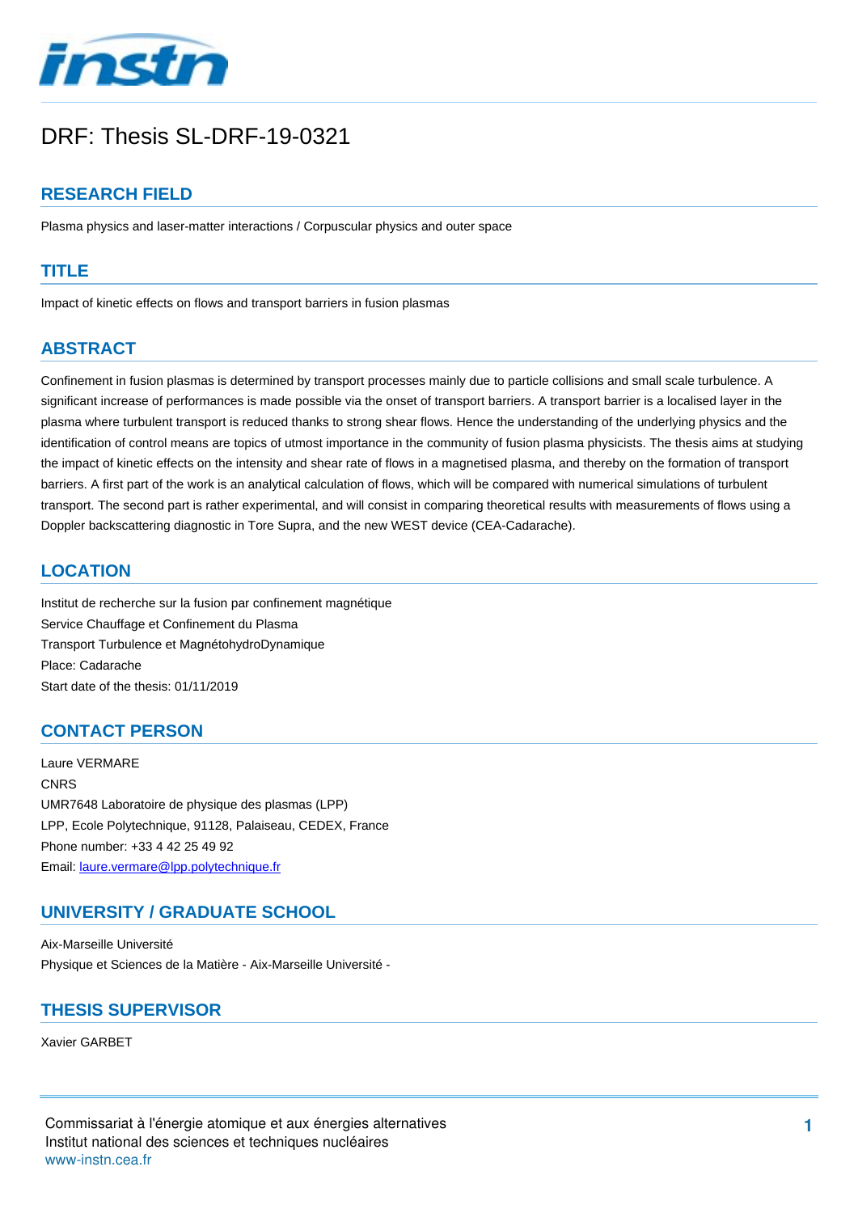# DRF: Thesis SL-DRF-19-0321

## RESEARCH FIELD

Plasma physics and laser-matter interactions / Corpuscular physics and outer space

## TITLE

Impact of kinetic effects on flows and transport barriers in fusion plasmas

## ABSTRACT

Confinement in fusion plasmas is determined by transport processes mainly due to particle collisions and small scale turbulence. A significant increase of performances is made possible via the onset of transport barriers. A transport barrier is a localised layer in the plasma where turbulent transport is reduced thanks to strong shear flows. Hence the understanding of the underlying physics and the identification of control means are topics of utmost importance in the community of fusion plasma physicists. The thesis aims at studying the impact of kinetic effects on the intensity and shear rate of flows in a magnetised plasma, and thereby on the formation of transport barriers. A first part of the work is an analytical calculation of flows, which will be compared with numerical simulations of turbulent transport. The second part is rather experimental, and will consist in comparing theoretical results with measurements of flows using a Doppler backscattering diagnostic in Tore Supra, and the new WEST device (CEA-Cadarache).

## LOCATION

Institut de recherche sur la fusion par confinement magnétique
Service Chauffage et Confinement du Plasma
Transport Turbulence et MagnétohydroDynamique
Place: Cadarache
Start date of the thesis: 01/11/2019

## CONTACT PERSON

Laure VERMARE
CNRS
UMR7648 Laboratoire de physique des plasmas (LPP)
LPP, Ecole Polytechnique, 91128, Palaiseau, CEDEX, France
Phone number: +33 4 42 25 49 92
Email: laure.vermare@lpp.polytechnique.fr

## UNIVERSITY / GRADUATE SCHOOL

Aix-Marseille Université
Physique et Sciences de la Matière - Aix-Marseille Université -

## THESIS SUPERVISOR

Xavier GARBET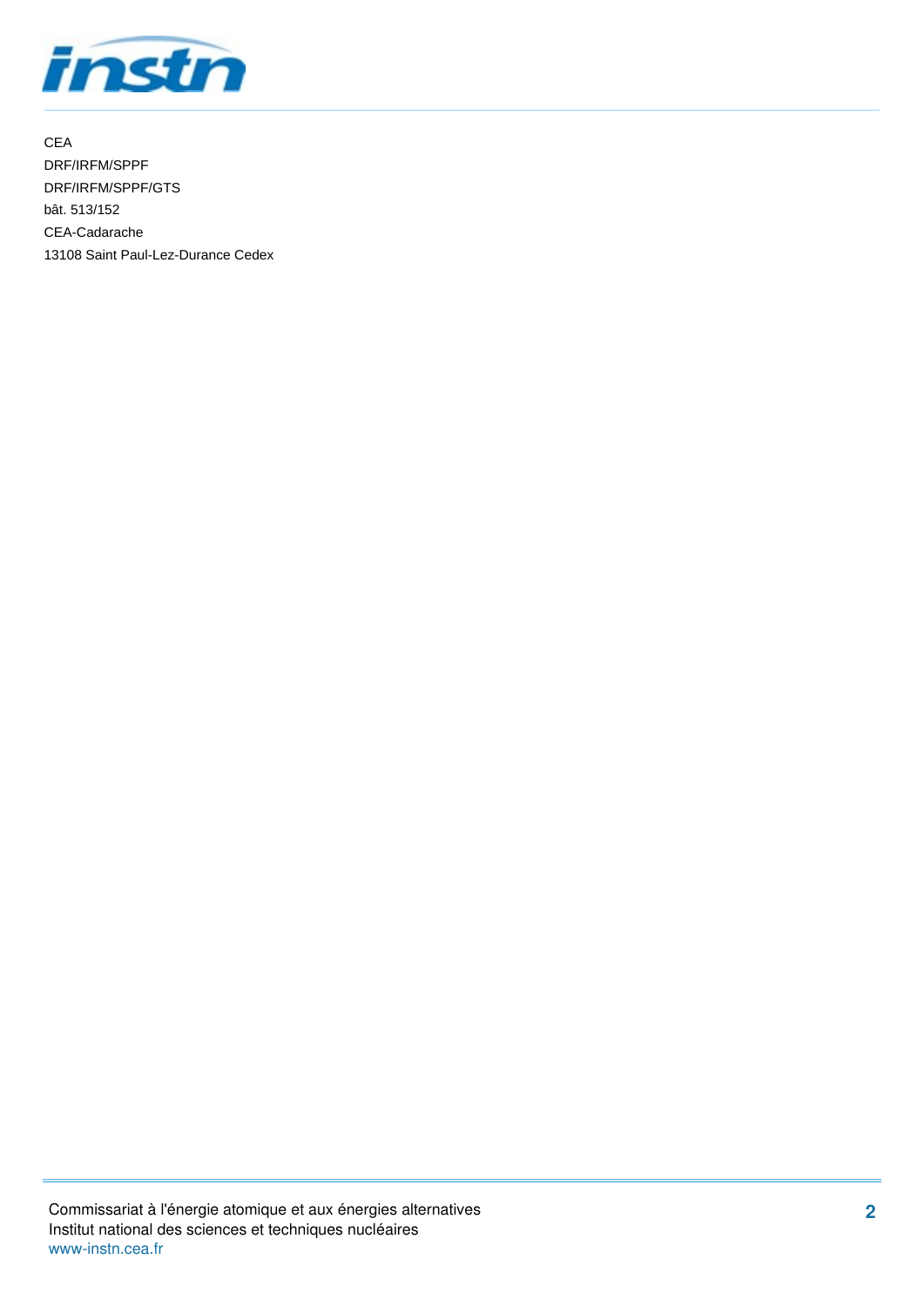CEA
DRF/IRFM/SPPF
DRF/IRFM/SPPF/GTS
bât. 513/152
CEA-Cadarache
13108 Saint Paul-Lez-Durance Cedex